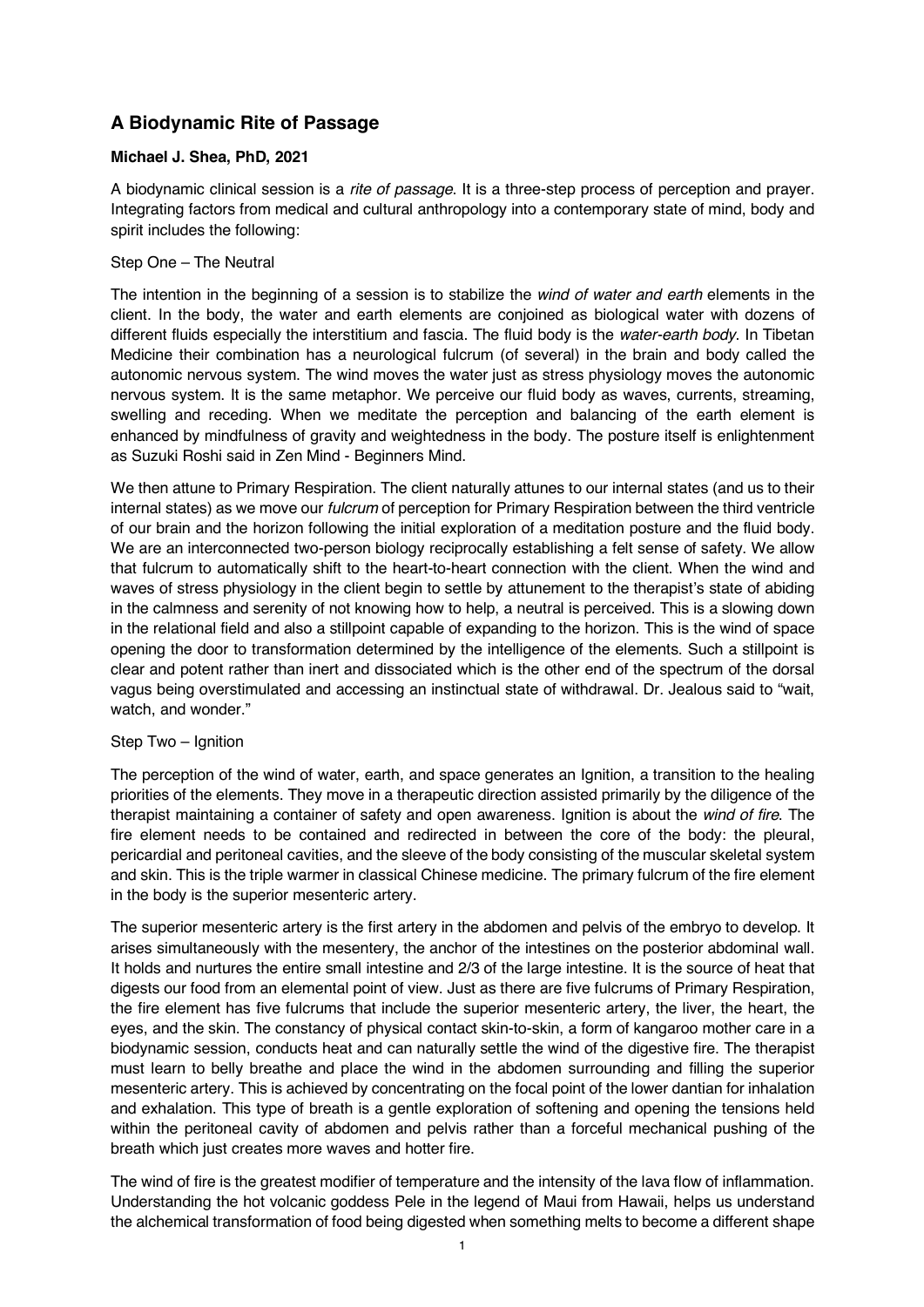## A Biodynamic Rite of Passage

**Michael J. Shea, PhD, 2021**

A biodynamic clinical session is a *rite of passage*. It is a three-step process of perception and prayer. Integrating factors from medical and cultural anthropology into a contemporary state of mind, body and spirit includes the following:

Step One – The Neutral

The intention in the beginning of a session is to stabilize the *wind of water and earth* elements in the client. In the body, the water and earth elements are conjoined as biological water with dozens of different fluids especially the interstitium and fascia. The fluid body is the *water-earth body*. In Tibetan Medicine their combination has a neurological fulcrum (of several) in the brain and body called the autonomic nervous system. The wind moves the water just as stress physiology moves the autonomic nervous system. It is the same metaphor. We perceive our fluid body as waves, currents, streaming, swelling and receding. When we meditate the perception and balancing of the earth element is enhanced by mindfulness of gravity and weightedness in the body. The posture itself is enlightenment as Suzuki Roshi said in Zen Mind - Beginners Mind.

We then attune to Primary Respiration. The client naturally attunes to our internal states (and us to their internal states) as we move our *fulcrum* of perception for Primary Respiration between the third ventricle of our brain and the horizon following the initial exploration of a meditation posture and the fluid body. We are an interconnected two-person biology reciprocally establishing a felt sense of safety. We allow that fulcrum to automatically shift to the heart-to-heart connection with the client. When the wind and waves of stress physiology in the client begin to settle by attunement to the therapist's state of abiding in the calmness and serenity of not knowing how to help, a neutral is perceived. This is a slowing down in the relational field and also a stillpoint capable of expanding to the horizon. This is the wind of space opening the door to transformation determined by the intelligence of the elements. Such a stillpoint is clear and potent rather than inert and dissociated which is the other end of the spectrum of the dorsal vagus being overstimulated and accessing an instinctual state of withdrawal. Dr. Jealous said to "wait, watch, and wonder."

Step Two – Ignition

The perception of the wind of water, earth, and space generates an Ignition, a transition to the healing priorities of the elements. They move in a therapeutic direction assisted primarily by the diligence of the therapist maintaining a container of safety and open awareness. Ignition is about the *wind of fire*. The fire element needs to be contained and redirected in between the core of the body: the pleural, pericardial and peritoneal cavities, and the sleeve of the body consisting of the muscular skeletal system and skin. This is the triple warmer in classical Chinese medicine. The primary fulcrum of the fire element in the body is the superior mesenteric artery.

The superior mesenteric artery is the first artery in the abdomen and pelvis of the embryo to develop. It arises simultaneously with the mesentery, the anchor of the intestines on the posterior abdominal wall. It holds and nurtures the entire small intestine and 2/3 of the large intestine. It is the source of heat that digests our food from an elemental point of view. Just as there are five fulcrums of Primary Respiration, the fire element has five fulcrums that include the superior mesenteric artery, the liver, the heart, the eyes, and the skin. The constancy of physical contact skin-to-skin, a form of kangaroo mother care in a biodynamic session, conducts heat and can naturally settle the wind of the digestive fire. The therapist must learn to belly breathe and place the wind in the abdomen surrounding and filling the superior mesenteric artery. This is achieved by concentrating on the focal point of the lower dantian for inhalation and exhalation. This type of breath is a gentle exploration of softening and opening the tensions held within the peritoneal cavity of abdomen and pelvis rather than a forceful mechanical pushing of the breath which just creates more waves and hotter fire.

The wind of fire is the greatest modifier of temperature and the intensity of the lava flow of inflammation. Understanding the hot volcanic goddess Pele in the legend of Maui from Hawaii, helps us understand the alchemical transformation of food being digested when something melts to become a different shape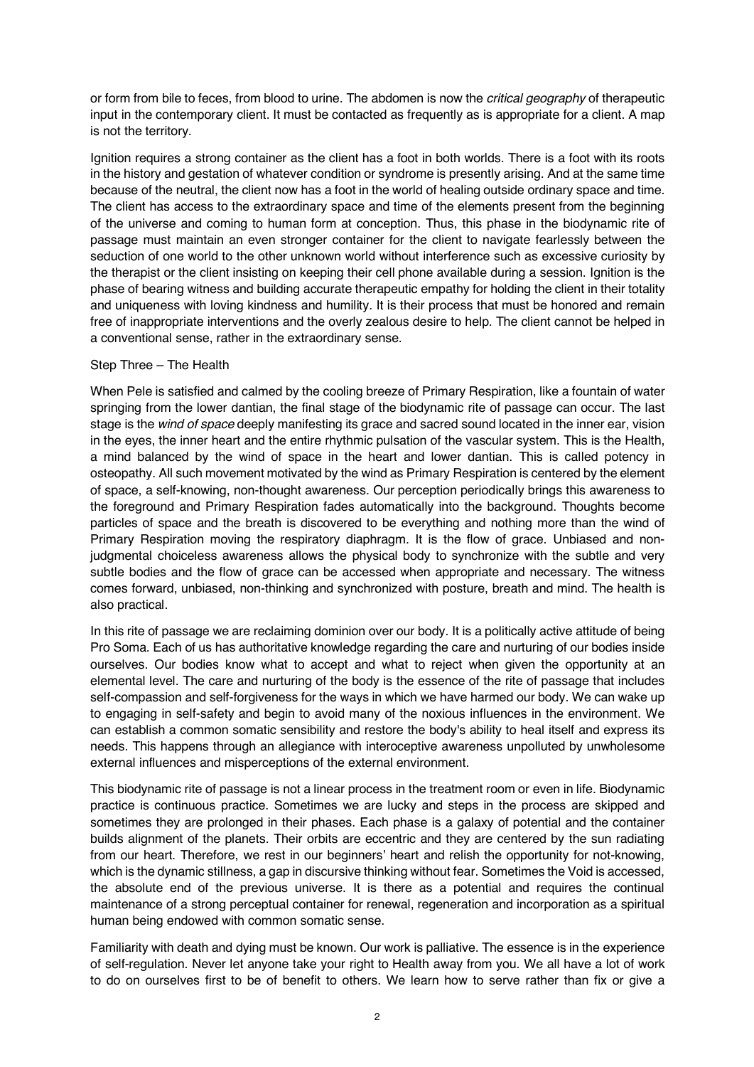or form from bile to feces, from blood to urine. The abdomen is now the *critical geography* of therapeutic input in the contemporary client. It must be contacted as frequently as is appropriate for a client. A map is not the territory.

Ignition requires a strong container as the client has a foot in both worlds. There is a foot with its roots in the history and gestation of whatever condition or syndrome is presently arising. And at the same time because of the neutral, the client now has a foot in the world of healing outside ordinary space and time. The client has access to the extraordinary space and time of the elements present from the beginning of the universe and coming to human form at conception. Thus, this phase in the biodynamic rite of passage must maintain an even stronger container for the client to navigate fearlessly between the seduction of one world to the other unknown world without interference such as excessive curiosity by the therapist or the client insisting on keeping their cell phone available during a session. Ignition is the phase of bearing witness and building accurate therapeutic empathy for holding the client in their totality and uniqueness with loving kindness and humility. It is their process that must be honored and remain free of inappropriate interventions and the overly zealous desire to help. The client cannot be helped in a conventional sense, rather in the extraordinary sense.

Step Three – The Health

When Pele is satisfied and calmed by the cooling breeze of Primary Respiration, like a fountain of water springing from the lower dantian, the final stage of the biodynamic rite of passage can occur. The last stage is the *wind of space* deeply manifesting its grace and sacred sound located in the inner ear, vision in the eyes, the inner heart and the entire rhythmic pulsation of the vascular system. This is the Health, a mind balanced by the wind of space in the heart and lower dantian. This is called potency in osteopathy. All such movement motivated by the wind as Primary Respiration is centered by the element of space, a self-knowing, non-thought awareness. Our perception periodically brings this awareness to the foreground and Primary Respiration fades automatically into the background. Thoughts become particles of space and the breath is discovered to be everything and nothing more than the wind of Primary Respiration moving the respiratory diaphragm. It is the flow of grace. Unbiased and non-judgmental choiceless awareness allows the physical body to synchronize with the subtle and very subtle bodies and the flow of grace can be accessed when appropriate and necessary. The witness comes forward, unbiased, non-thinking and synchronized with posture, breath and mind. The health is also practical.

In this rite of passage we are reclaiming dominion over our body. It is a politically active attitude of being Pro Soma. Each of us has authoritative knowledge regarding the care and nurturing of our bodies inside ourselves. Our bodies know what to accept and what to reject when given the opportunity at an elemental level. The care and nurturing of the body is the essence of the rite of passage that includes self-compassion and self-forgiveness for the ways in which we have harmed our body. We can wake up to engaging in self-safety and begin to avoid many of the noxious influences in the environment. We can establish a common somatic sensibility and restore the body's ability to heal itself and express its needs. This happens through an allegiance with interoceptive awareness unpolluted by unwholesome external influences and misperceptions of the external environment.

This biodynamic rite of passage is not a linear process in the treatment room or even in life. Biodynamic practice is continuous practice. Sometimes we are lucky and steps in the process are skipped and sometimes they are prolonged in their phases. Each phase is a galaxy of potential and the container builds alignment of the planets. Their orbits are eccentric and they are centered by the sun radiating from our heart. Therefore, we rest in our beginners' heart and relish the opportunity for not-knowing, which is the dynamic stillness, a gap in discursive thinking without fear. Sometimes the Void is accessed, the absolute end of the previous universe. It is there as a potential and requires the continual maintenance of a strong perceptual container for renewal, regeneration and incorporation as a spiritual human being endowed with common somatic sense.

Familiarity with death and dying must be known. Our work is palliative. The essence is in the experience of self-regulation. Never let anyone take your right to Health away from you. We all have a lot of work to do on ourselves first to be of benefit to others. We learn how to serve rather than fix or give a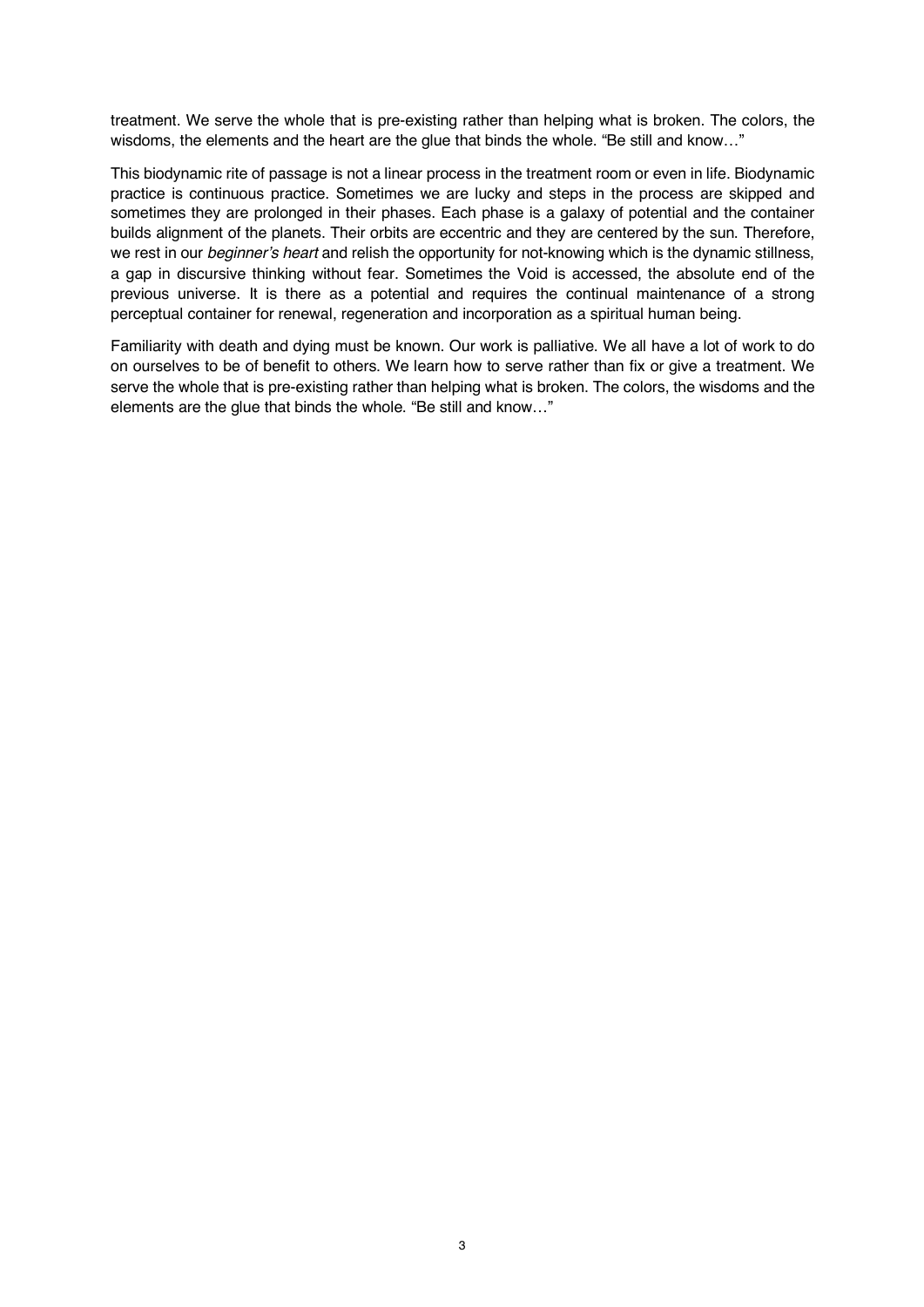treatment. We serve the whole that is pre-existing rather than helping what is broken. The colors, the wisdoms, the elements and the heart are the glue that binds the whole. "Be still and know…"

This biodynamic rite of passage is not a linear process in the treatment room or even in life. Biodynamic practice is continuous practice. Sometimes we are lucky and steps in the process are skipped and sometimes they are prolonged in their phases. Each phase is a galaxy of potential and the container builds alignment of the planets. Their orbits are eccentric and they are centered by the sun. Therefore, we rest in our *beginner's heart* and relish the opportunity for not-knowing which is the dynamic stillness, a gap in discursive thinking without fear. Sometimes the Void is accessed, the absolute end of the previous universe. It is there as a potential and requires the continual maintenance of a strong perceptual container for renewal, regeneration and incorporation as a spiritual human being.

Familiarity with death and dying must be known. Our work is palliative. We all have a lot of work to do on ourselves to be of benefit to others. We learn how to serve rather than fix or give a treatment. We serve the whole that is pre-existing rather than helping what is broken. The colors, the wisdoms and the elements are the glue that binds the whole. "Be still and know…"